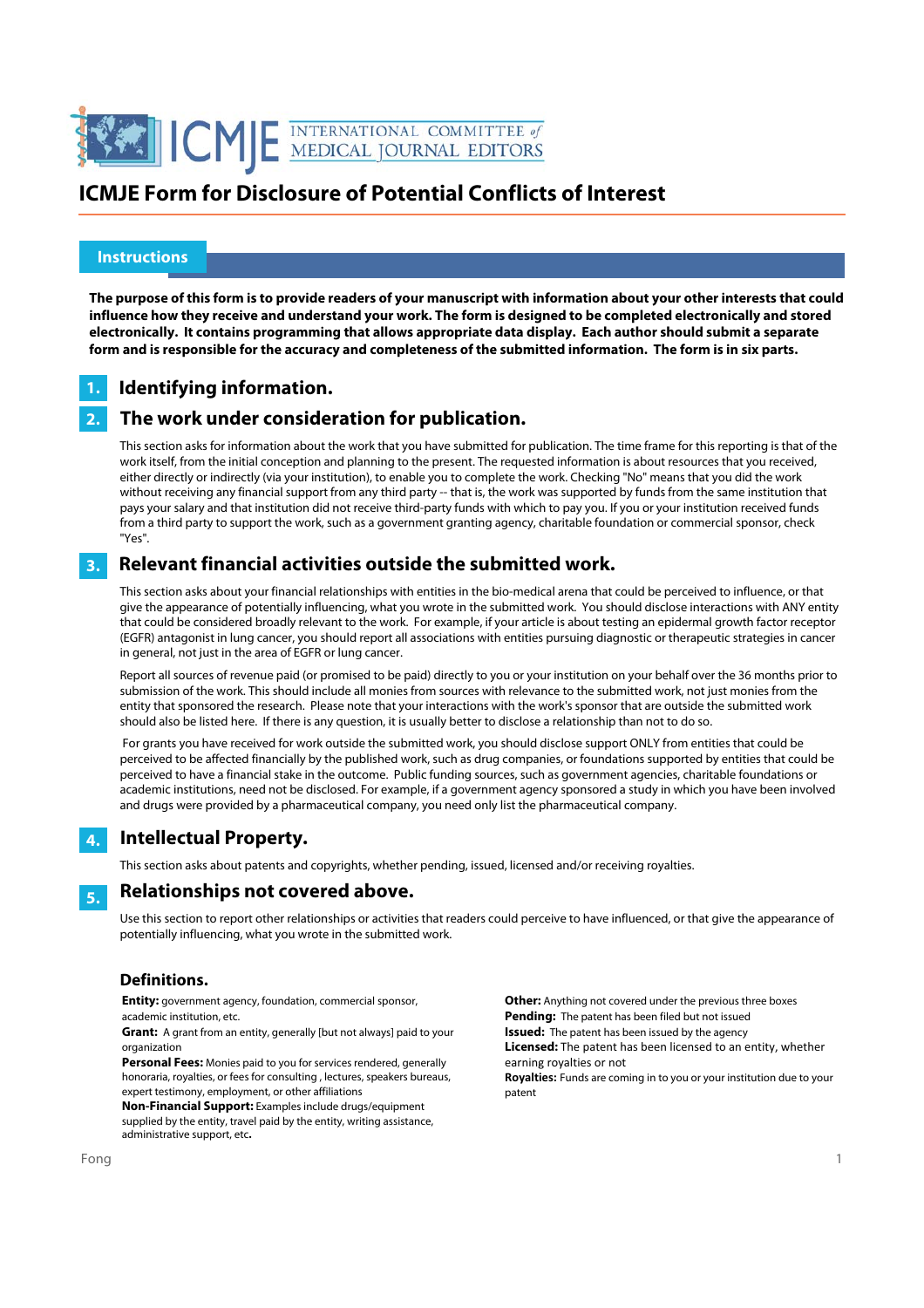# ICMJE Form for Disclosure of Potential Conflicts of Interest

## Instructions

**The purpose of this form is to provide readers of your manuscript with information about your other interests that could influence how they receive and understand your work. The form is designed to be completed electronically and stored electronically. It contains programming that allows appropriate data display. Each author should submit a separate form and is responsible for the accuracy and completeness of the submitted information. The form is in six parts.**

### 1. Identifying information.

### 2. The work under consideration for publication.

This section asks for information about the work that you have submitted for publication. The time frame for this reporting is that of the work itself, from the initial conception and planning to the present. The requested information is about resources that you received, either directly or indirectly (via your institution), to enable you to complete the work. Checking "No" means that you did the work without receiving any financial support from any third party -- that is, the work was supported by funds from the same institution that pays your salary and that institution did not receive third-party funds with which to pay you. If you or your institution received funds from a third party to support the work, such as a government granting agency, charitable foundation or commercial sponsor, check "Yes".

### 3. Relevant financial activities outside the submitted work.

This section asks about your financial relationships with entities in the bio-medical arena that could be perceived to influence, or that give the appearance of potentially influencing, what you wrote in the submitted work. You should disclose interactions with ANY entity that could be considered broadly relevant to the work. For example, if your article is about testing an epidermal growth factor receptor (EGFR) antagonist in lung cancer, you should report all associations with entities pursuing diagnostic or therapeutic strategies in cancer in general, not just in the area of EGFR or lung cancer.

Report all sources of revenue paid (or promised to be paid) directly to you or your institution on your behalf over the 36 months prior to submission of the work. This should include all monies from sources with relevance to the submitted work, not just monies from the entity that sponsored the research. Please note that your interactions with the work's sponsor that are outside the submitted work should also be listed here. If there is any question, it is usually better to disclose a relationship than not to do so.

For grants you have received for work outside the submitted work, you should disclose support ONLY from entities that could be perceived to be affected financially by the published work, such as drug companies, or foundations supported by entities that could be perceived to have a financial stake in the outcome. Public funding sources, such as government agencies, charitable foundations or academic institutions, need not be disclosed. For example, if a government agency sponsored a study in which you have been involved and drugs were provided by a pharmaceutical company, you need only list the pharmaceutical company.

### 4. Intellectual Property.

This section asks about patents and copyrights, whether pending, issued, licensed and/or receiving royalties.

### 5. Relationships not covered above.

Use this section to report other relationships or activities that readers could perceive to have influenced, or that give the appearance of potentially influencing, what you wrote in the submitted work.

### Definitions.

**Entity:** government agency, foundation, commercial sponsor, academic institution, etc.

**Grant:** A grant from an entity, generally [but not always] paid to your organization

**Personal Fees:** Monies paid to you for services rendered, generally honoraria, royalties, or fees for consulting , lectures, speakers bureaus, expert testimony, employment, or other affiliations

**Non-Financial Support:** Examples include drugs/equipment supplied by the entity, travel paid by the entity, writing assistance, administrative support, etc**.**

**Other:** Anything not covered under the previous three boxes

**Pending:** The patent has been filed but not issued

**Issued:** The patent has been issued by the agency

**Licensed:** The patent has been licensed to an entity, whether earning royalties or not

**Royalties:** Funds are coming in to you or your institution due to your patent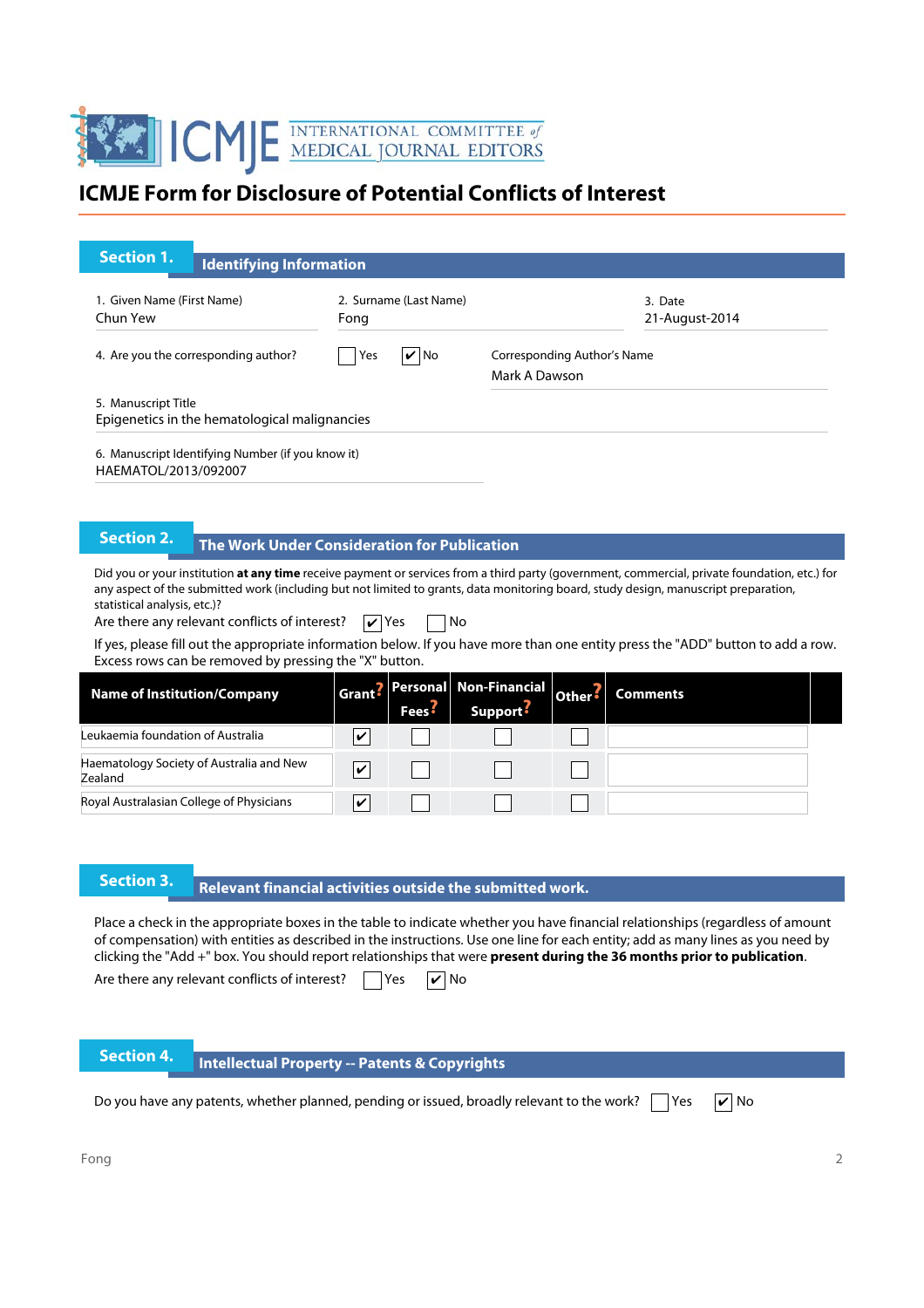# ICMJE Form for Disclosure of Potential Conflicts of Interest

## Section 1. Identifying Information

1. Given Name (First Name)
Chun Yew

2. Surname (Last Name)
Fong

3. Date
21-August-2014

4. Are you the corresponding author? ☐ Yes ☑ No

Corresponding Author's Name
Mark A Dawson

5. Manuscript Title
Epigenetics in the hematological malignancies

6. Manuscript Identifying Number (if you know it)
HAEMATOL/2013/092007

## Section 2. The Work Under Consideration for Publication

Did you or your institution **at any time** receive payment or services from a third party (government, commercial, private foundation, etc.) for any aspect of the submitted work (including but not limited to grants, data monitoring board, study design, manuscript preparation, statistical analysis, etc.)?

Are there any relevant conflicts of interest? ☑ Yes ☐ No

If yes, please fill out the appropriate information below. If you have more than one entity press the "ADD" button to add a row. Excess rows can be removed by pressing the "X" button.

| Name of Institution/Company | Grant | Personal Fees | Non-Financial Support | Other | Comments |
|---|---|---|---|---|---|
| Leukaemia foundation of Australia | ☑ | ☐ | ☐ | ☐ | |
| Haematology Society of Australia and New Zealand | ☑ | ☐ | ☐ | ☐ | |
| Royal Australasian College of Physicians | ☑ | ☐ | ☐ | ☐ | |

## Section 3. Relevant financial activities outside the submitted work.

Place a check in the appropriate boxes in the table to indicate whether you have financial relationships (regardless of amount of compensation) with entities as described in the instructions. Use one line for each entity; add as many lines as you need by clicking the "Add +" box. You should report relationships that were **present during the 36 months prior to publication**.

Are there any relevant conflicts of interest? ☐ Yes ☑ No

## Section 4. Intellectual Property -- Patents & Copyrights

Do you have any patents, whether planned, pending or issued, broadly relevant to the work? ☐ Yes ☑ No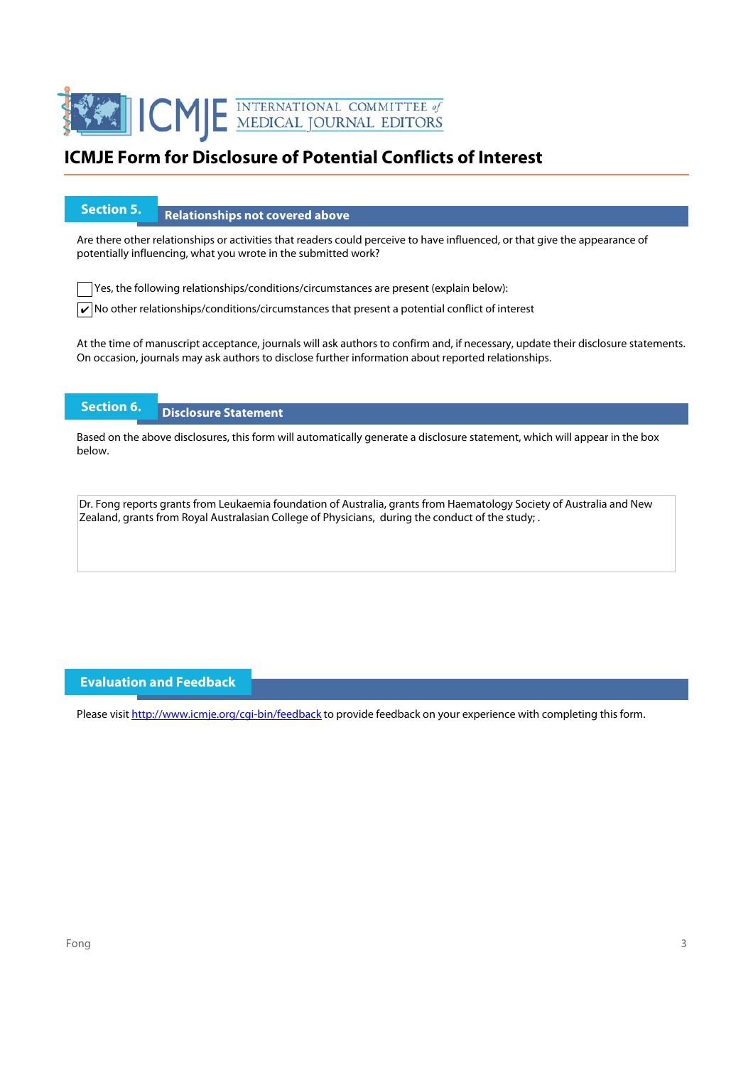# ICMJE Form for Disclosure of Potential Conflicts of Interest

## Section 5. Relationships not covered above

Are there other relationships or activities that readers could perceive to have influenced, or that give the appearance of potentially influencing, what you wrote in the submitted work?

☐ Yes, the following relationships/conditions/circumstances are present (explain below):

☑ No other relationships/conditions/circumstances that present a potential conflict of interest

At the time of manuscript acceptance, journals will ask authors to confirm and, if necessary, update their disclosure statements. On occasion, journals may ask authors to disclose further information about reported relationships.

## Section 6. Disclosure Statement

Based on the above disclosures, this form will automatically generate a disclosure statement, which will appear in the box below.

> Dr. Fong reports grants from Leukaemia foundation of Australia, grants from Haematology Society of Australia and New Zealand, grants from Royal Australasian College of Physicians, during the conduct of the study; .

## Evaluation and Feedback

Please visit http://www.icmje.org/cgi-bin/feedback to provide feedback on your experience with completing this form.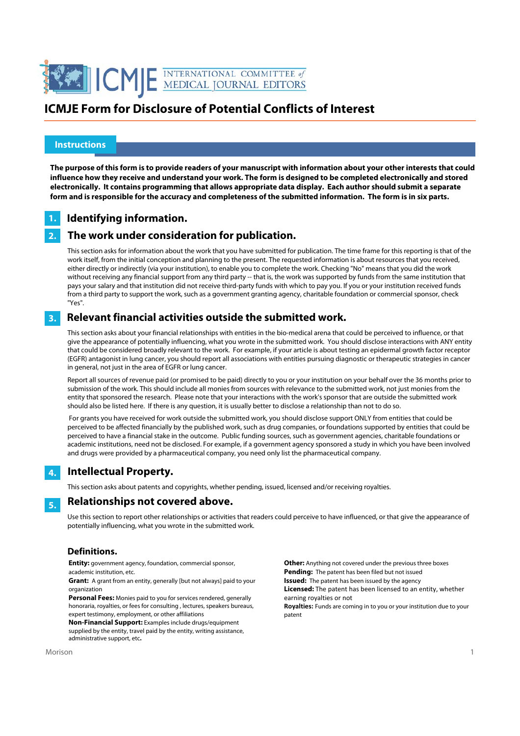# ICMJE Form for Disclosure of Potential Conflicts of Interest

## Instructions

**The purpose of this form is to provide readers of your manuscript with information about your other interests that could influence how they receive and understand your work. The form is designed to be completed electronically and stored electronically. It contains programming that allows appropriate data display. Each author should submit a separate form and is responsible for the accuracy and completeness of the submitted information. The form is in six parts.**

### 1. Identifying information.

### 2. The work under consideration for publication.

This section asks for information about the work that you have submitted for publication. The time frame for this reporting is that of the work itself, from the initial conception and planning to the present. The requested information is about resources that you received, either directly or indirectly (via your institution), to enable you to complete the work. Checking "No" means that you did the work without receiving any financial support from any third party -- that is, the work was supported by funds from the same institution that pays your salary and that institution did not receive third-party funds with which to pay you. If you or your institution received funds from a third party to support the work, such as a government granting agency, charitable foundation or commercial sponsor, check "Yes".

### 3. Relevant financial activities outside the submitted work.

This section asks about your financial relationships with entities in the bio-medical arena that could be perceived to influence, or that give the appearance of potentially influencing, what you wrote in the submitted work. You should disclose interactions with ANY entity that could be considered broadly relevant to the work. For example, if your article is about testing an epidermal growth factor receptor (EGFR) antagonist in lung cancer, you should report all associations with entities pursuing diagnostic or therapeutic strategies in cancer in general, not just in the area of EGFR or lung cancer.

Report all sources of revenue paid (or promised to be paid) directly to you or your institution on your behalf over the 36 months prior to submission of the work. This should include all monies from sources with relevance to the submitted work, not just monies from the entity that sponsored the research. Please note that your interactions with the work's sponsor that are outside the submitted work should also be listed here. If there is any question, it is usually better to disclose a relationship than not to do so.

For grants you have received for work outside the submitted work, you should disclose support ONLY from entities that could be perceived to be affected financially by the published work, such as drug companies, or foundations supported by entities that could be perceived to have a financial stake in the outcome. Public funding sources, such as government agencies, charitable foundations or academic institutions, need not be disclosed. For example, if a government agency sponsored a study in which you have been involved and drugs were provided by a pharmaceutical company, you need only list the pharmaceutical company.

### 4. Intellectual Property.

This section asks about patents and copyrights, whether pending, issued, licensed and/or receiving royalties.

### 5. Relationships not covered above.

Use this section to report other relationships or activities that readers could perceive to have influenced, or that give the appearance of potentially influencing, what you wrote in the submitted work.

### Definitions.

**Entity:** government agency, foundation, commercial sponsor, academic institution, etc.

**Grant:** A grant from an entity, generally [but not always] paid to your organization

**Personal Fees:** Monies paid to you for services rendered, generally honoraria, royalties, or fees for consulting , lectures, speakers bureaus, expert testimony, employment, or other affiliations

**Non-Financial Support:** Examples include drugs/equipment supplied by the entity, travel paid by the entity, writing assistance, administrative support, etc**.**

**Other:** Anything not covered under the previous three boxes

**Pending:** The patent has been filed but not issued

**Issued:** The patent has been issued by the agency

**Licensed:** The patent has been licensed to an entity, whether earning royalties or not

**Royalties:** Funds are coming in to you or your institution due to your patent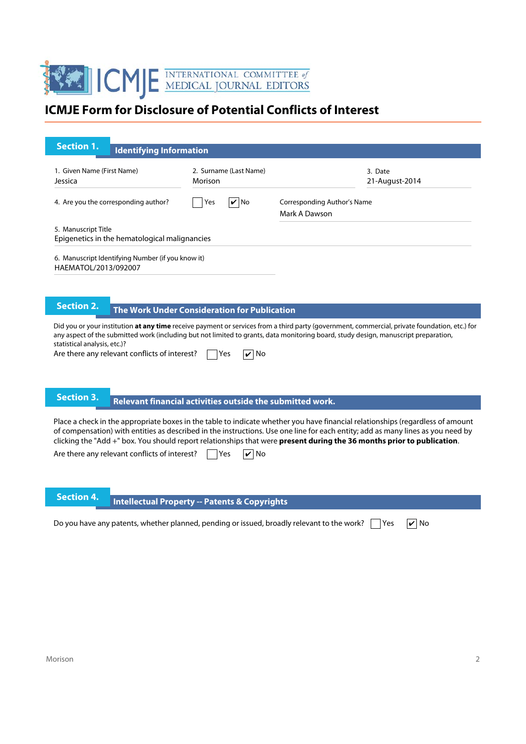INTERNATIONAL COMMITTEE of MEDICAL JOURNAL EDITORS

# ICMJE Form for Disclosure of Potential Conflicts of Interest

## Section 1. Identifying Information

1. Given Name (First Name)
Jessica

2. Surname (Last Name)
Morison

3. Date
21-August-2014

4. Are you the corresponding author? ☐ Yes ☑ No

Corresponding Author's Name
Mark A Dawson

5. Manuscript Title
Epigenetics in the hematological malignancies

6. Manuscript Identifying Number (if you know it)
HAEMATOL/2013/092007

## Section 2. The Work Under Consideration for Publication

Did you or your institution **at any time** receive payment or services from a third party (government, commercial, private foundation, etc.) for any aspect of the submitted work (including but not limited to grants, data monitoring board, study design, manuscript preparation, statistical analysis, etc.)?

Are there any relevant conflicts of interest? ☐ Yes ☑ No

## Section 3. Relevant financial activities outside the submitted work.

Place a check in the appropriate boxes in the table to indicate whether you have financial relationships (regardless of amount of compensation) with entities as described in the instructions. Use one line for each entity; add as many lines as you need by clicking the "Add +" box. You should report relationships that were **present during the 36 months prior to publication**.

Are there any relevant conflicts of interest? ☐ Yes ☑ No

## Section 4. Intellectual Property -- Patents & Copyrights

Do you have any patents, whether planned, pending or issued, broadly relevant to the work? ☐ Yes ☑ No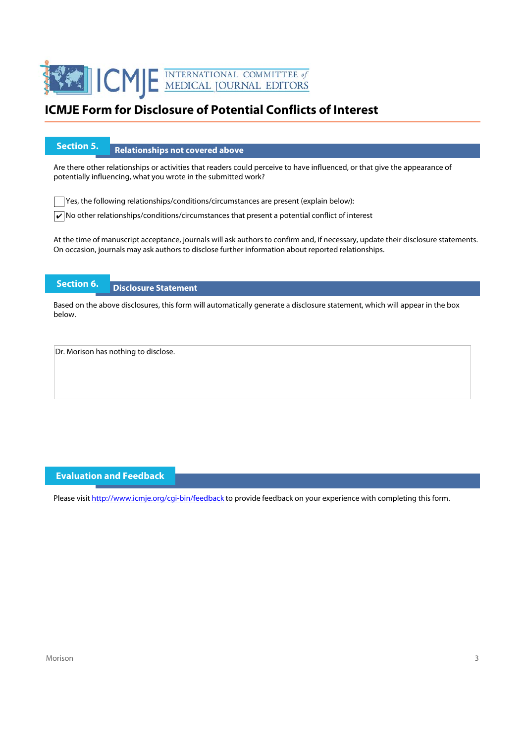# ICMJE Form for Disclosure of Potential Conflicts of Interest

## Section 5. Relationships not covered above

Are there other relationships or activities that readers could perceive to have influenced, or that give the appearance of potentially influencing, what you wrote in the submitted work?

- [ ] Yes, the following relationships/conditions/circumstances are present (explain below):
- [x] No other relationships/conditions/circumstances that present a potential conflict of interest

At the time of manuscript acceptance, journals will ask authors to confirm and, if necessary, update their disclosure statements. On occasion, journals may ask authors to disclose further information about reported relationships.

## Section 6. Disclosure Statement

Based on the above disclosures, this form will automatically generate a disclosure statement, which will appear in the box below.

Dr. Morison has nothing to disclose.

## Evaluation and Feedback

Please visit http://www.icmje.org/cgi-bin/feedback to provide feedback on your experience with completing this form.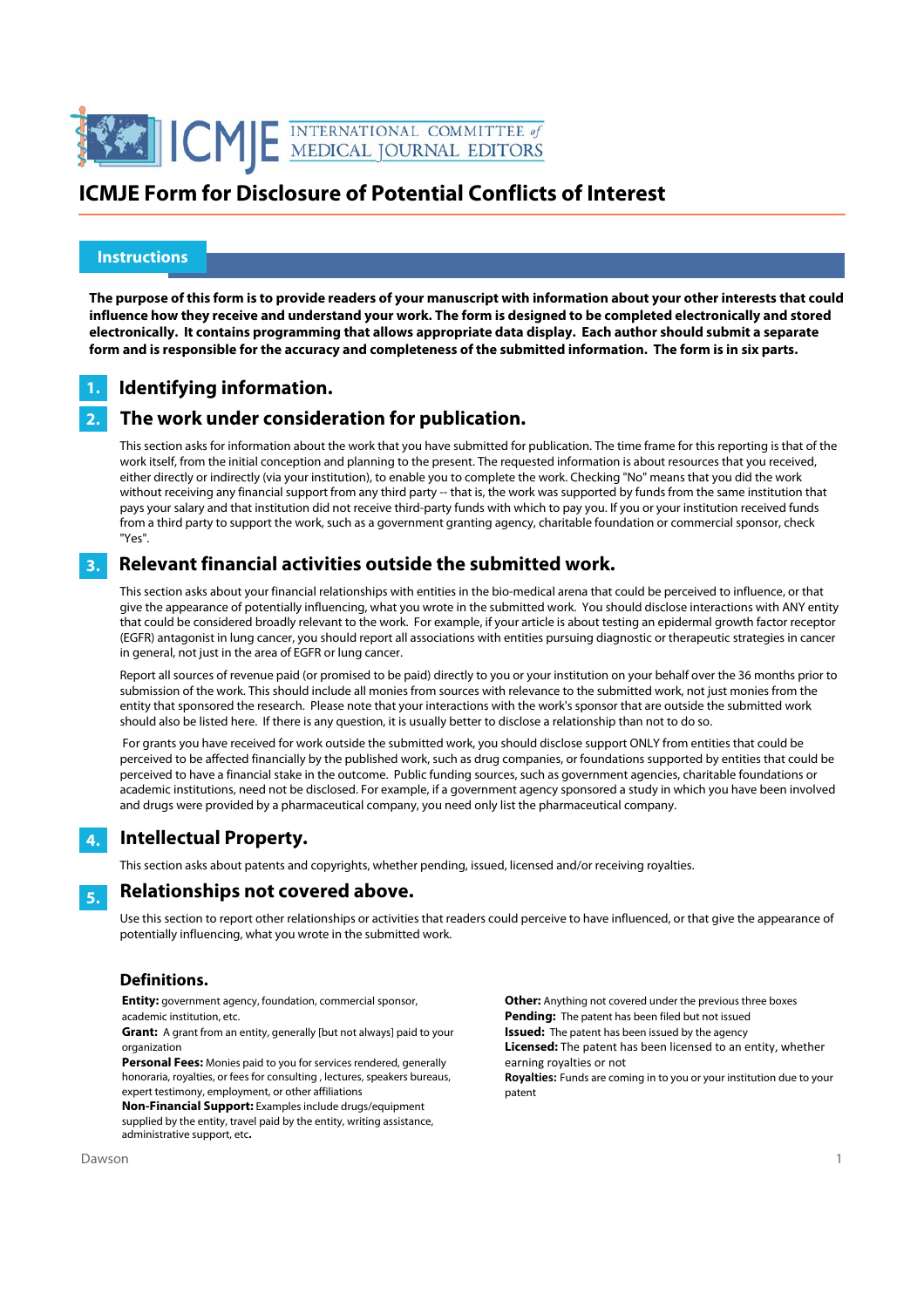# ICMJE Form for Disclosure of Potential Conflicts of Interest

## Instructions

**The purpose of this form is to provide readers of your manuscript with information about your other interests that could influence how they receive and understand your work. The form is designed to be completed electronically and stored electronically. It contains programming that allows appropriate data display. Each author should submit a separate form and is responsible for the accuracy and completeness of the submitted information. The form is in six parts.**

### 1. Identifying information.

### 2. The work under consideration for publication.

This section asks for information about the work that you have submitted for publication. The time frame for this reporting is that of the work itself, from the initial conception and planning to the present. The requested information is about resources that you received, either directly or indirectly (via your institution), to enable you to complete the work. Checking "No" means that you did the work without receiving any financial support from any third party -- that is, the work was supported by funds from the same institution that pays your salary and that institution did not receive third-party funds with which to pay you. If you or your institution received funds from a third party to support the work, such as a government granting agency, charitable foundation or commercial sponsor, check "Yes".

### 3. Relevant financial activities outside the submitted work.

This section asks about your financial relationships with entities in the bio-medical arena that could be perceived to influence, or that give the appearance of potentially influencing, what you wrote in the submitted work. You should disclose interactions with ANY entity that could be considered broadly relevant to the work. For example, if your article is about testing an epidermal growth factor receptor (EGFR) antagonist in lung cancer, you should report all associations with entities pursuing diagnostic or therapeutic strategies in cancer in general, not just in the area of EGFR or lung cancer.

Report all sources of revenue paid (or promised to be paid) directly to you or your institution on your behalf over the 36 months prior to submission of the work. This should include all monies from sources with relevance to the submitted work, not just monies from the entity that sponsored the research. Please note that your interactions with the work's sponsor that are outside the submitted work should also be listed here. If there is any question, it is usually better to disclose a relationship than not to do so.

For grants you have received for work outside the submitted work, you should disclose support ONLY from entities that could be perceived to be affected financially by the published work, such as drug companies, or foundations supported by entities that could be perceived to have a financial stake in the outcome. Public funding sources, such as government agencies, charitable foundations or academic institutions, need not be disclosed. For example, if a government agency sponsored a study in which you have been involved and drugs were provided by a pharmaceutical company, you need only list the pharmaceutical company.

### 4. Intellectual Property.

This section asks about patents and copyrights, whether pending, issued, licensed and/or receiving royalties.

### 5. Relationships not covered above.

Use this section to report other relationships or activities that readers could perceive to have influenced, or that give the appearance of potentially influencing, what you wrote in the submitted work.

### Definitions.

**Entity:** government agency, foundation, commercial sponsor, academic institution, etc.

**Grant:** A grant from an entity, generally [but not always] paid to your organization

**Personal Fees:** Monies paid to you for services rendered, generally honoraria, royalties, or fees for consulting , lectures, speakers bureaus, expert testimony, employment, or other affiliations

**Non-Financial Support:** Examples include drugs/equipment supplied by the entity, travel paid by the entity, writing assistance, administrative support, etc**.**

**Other:** Anything not covered under the previous three boxes

**Pending:** The patent has been filed but not issued

**Issued:** The patent has been issued by the agency

**Licensed:** The patent has been licensed to an entity, whether earning royalties or not

**Royalties:** Funds are coming in to you or your institution due to your patent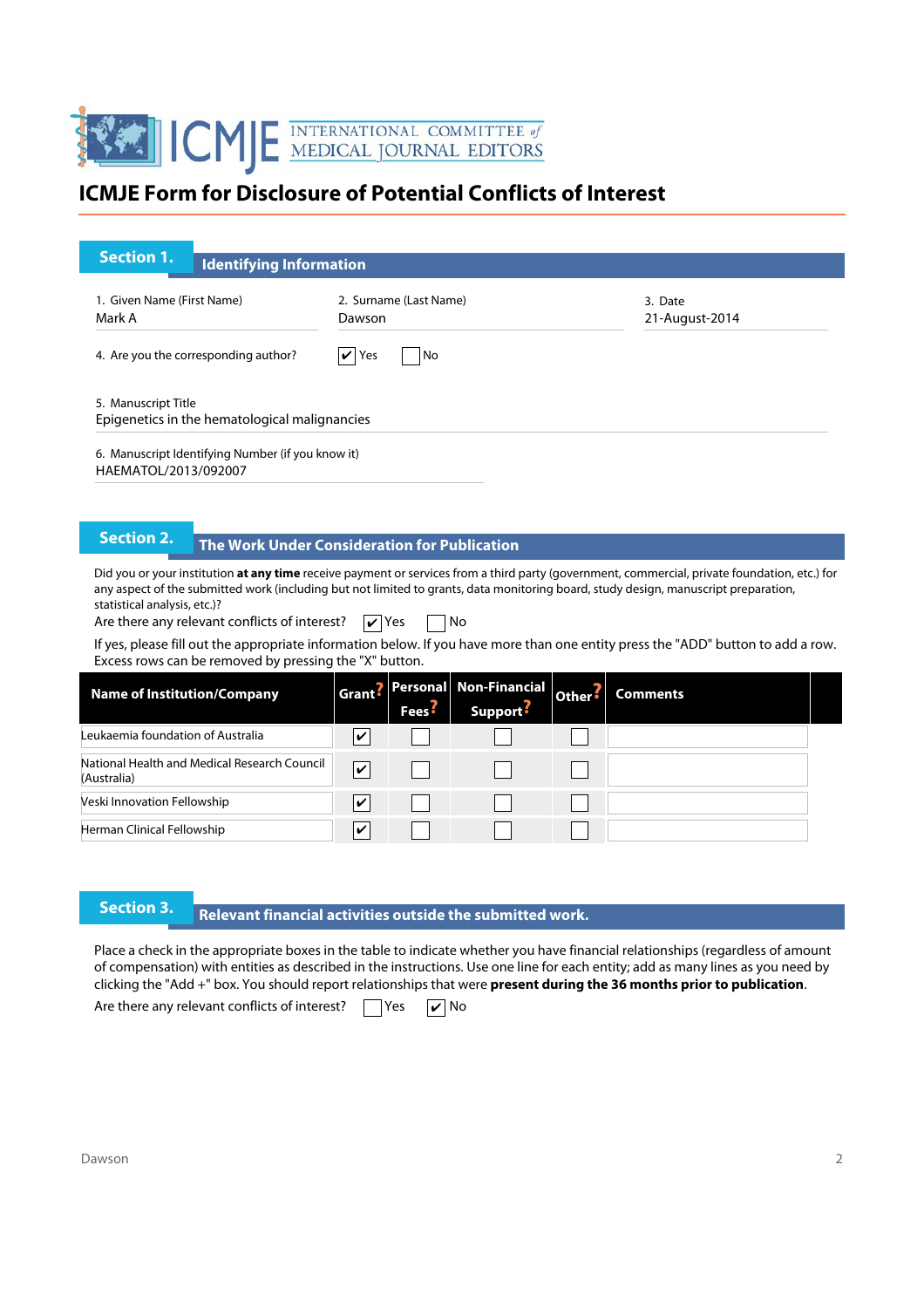# ICMJE Form for Disclosure of Potential Conflicts of Interest

## Section 1. Identifying Information

1. Given Name (First Name)
Mark A

2. Surname (Last Name)
Dawson

3. Date
21-August-2014

4. Are you the corresponding author? ☑ Yes ☐ No

5. Manuscript Title
Epigenetics in the hematological malignancies

6. Manuscript Identifying Number (if you know it)
HAEMATOL/2013/092007

## Section 2. The Work Under Consideration for Publication

Did you or your institution **at any time** receive payment or services from a third party (government, commercial, private foundation, etc.) for any aspect of the submitted work (including but not limited to grants, data monitoring board, study design, manuscript preparation, statistical analysis, etc.)?

Are there any relevant conflicts of interest? ☑ Yes ☐ No

If yes, please fill out the appropriate information below. If you have more than one entity press the "ADD" button to add a row. Excess rows can be removed by pressing the "X" button.

| Name of Institution/Company | Grant | Personal Fees | Non-Financial Support | Other | Comments |
|---|---|---|---|---|---|
| Leukaemia foundation of Australia | ☑ | ☐ | ☐ | ☐ | |
| National Health and Medical Research Council (Australia) | ☑ | ☐ | ☐ | ☐ | |
| Veski Innovation Fellowship | ☑ | ☐ | ☐ | ☐ | |
| Herman Clinical Fellowship | ☑ | ☐ | ☐ | ☐ | |

## Section 3. Relevant financial activities outside the submitted work.

Place a check in the appropriate boxes in the table to indicate whether you have financial relationships (regardless of amount of compensation) with entities as described in the instructions. Use one line for each entity; add as many lines as you need by clicking the "Add +" box. You should report relationships that were **present during the 36 months prior to publication**.

Are there any relevant conflicts of interest? ☐ Yes ☑ No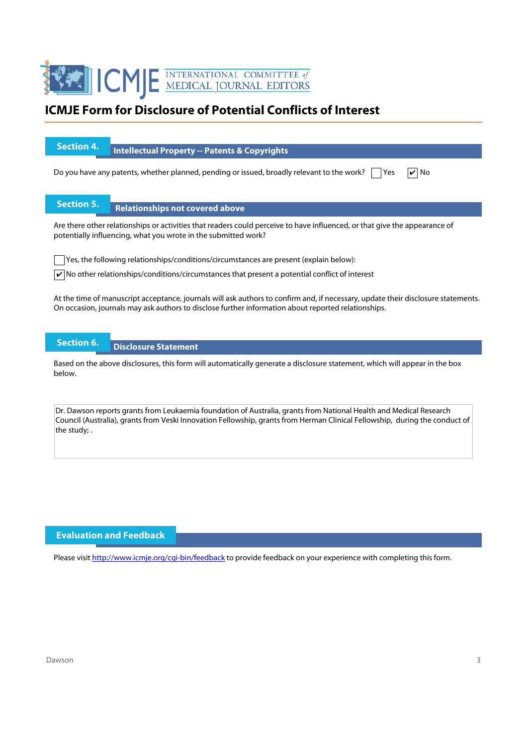# ICMJE Form for Disclosure of Potential Conflicts of Interest

## Section 4. Intellectual Property -- Patents & Copyrights

Do you have any patents, whether planned, pending or issued, broadly relevant to the work? ☐ Yes ☑ No

## Section 5. Relationships not covered above

Are there other relationships or activities that readers could perceive to have influenced, or that give the appearance of potentially influencing, what you wrote in the submitted work?

☐ Yes, the following relationships/conditions/circumstances are present (explain below):

☑ No other relationships/conditions/circumstances that present a potential conflict of interest

At the time of manuscript acceptance, journals will ask authors to confirm and, if necessary, update their disclosure statements. On occasion, journals may ask authors to disclose further information about reported relationships.

## Section 6. Disclosure Statement

Based on the above disclosures, this form will automatically generate a disclosure statement, which will appear in the box below.

Dr. Dawson reports grants from Leukaemia foundation of Australia, grants from National Health and Medical Research Council (Australia), grants from Veski Innovation Fellowship, grants from Herman Clinical Fellowship, during the conduct of the study; .

## Evaluation and Feedback

Please visit http://www.icmje.org/cgi-bin/feedback to provide feedback on your experience with completing this form.